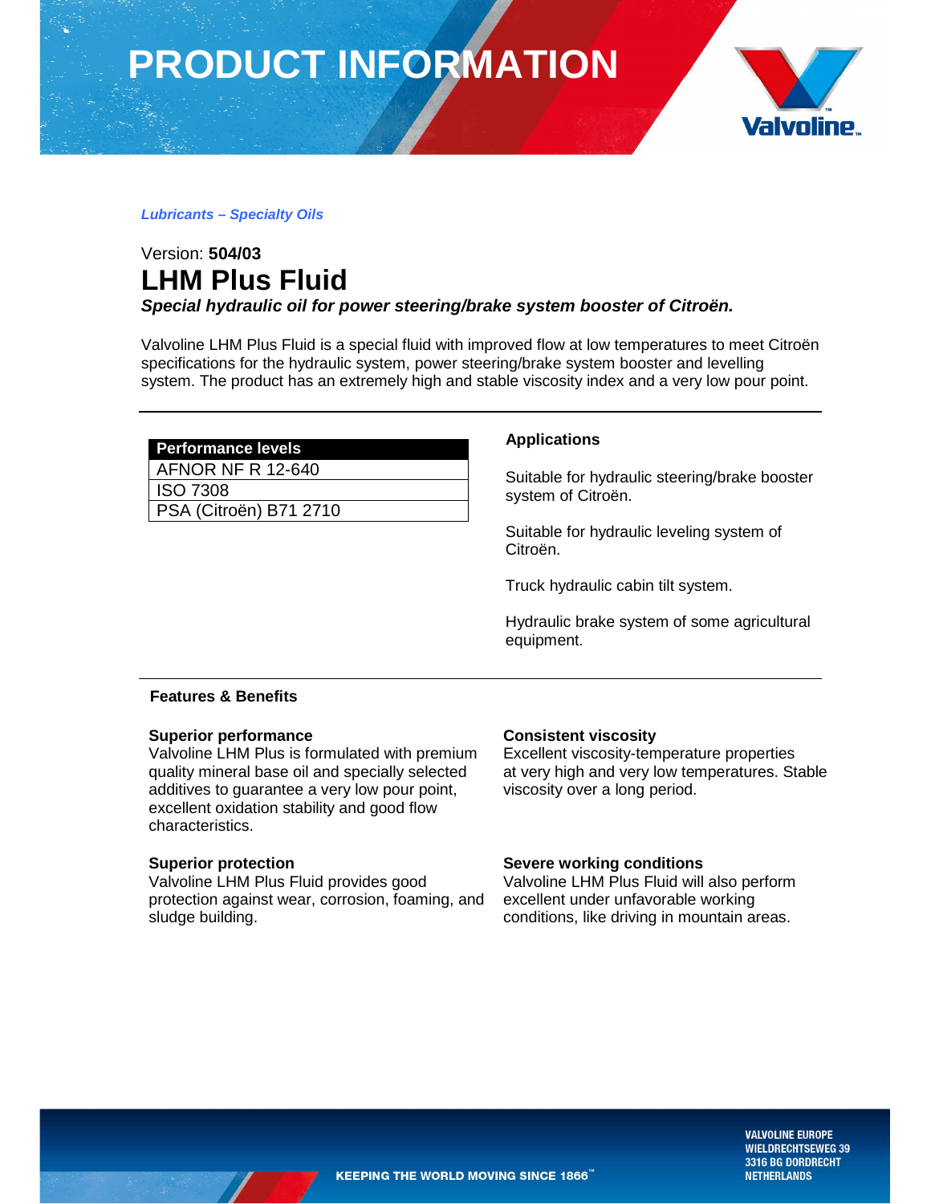# PRODUCT INFORMATION

*Lubricants – Specialty Oils*

Version: **504/03**

# LHM Plus Fluid

***Special hydraulic oil for power steering/brake system booster of Citroën.***

Valvoline LHM Plus Fluid is a special fluid with improved flow at low temperatures to meet Citroën specifications for the hydraulic system, power steering/brake system booster and levelling system. The product has an extremely high and stable viscosity index and a very low pour point.

| Performance levels |
|---|
| AFNOR NF R 12-640 |
| ISO 7308 |
| PSA (Citroën) B71 2710 |

### Applications

Suitable for hydraulic steering/brake booster system of Citroën.

Suitable for hydraulic leveling system of Citroën.

Truck hydraulic cabin tilt system.

Hydraulic brake system of some agricultural equipment.

## Features & Benefits

**Superior performance**
Valvoline LHM Plus is formulated with premium quality mineral base oil and specially selected additives to guarantee a very low pour point, excellent oxidation stability and good flow characteristics.

**Superior protection**
Valvoline LHM Plus Fluid provides good protection against wear, corrosion, foaming, and sludge building.

**Consistent viscosity**
Excellent viscosity-temperature properties at very high and very low temperatures. Stable viscosity over a long period.

**Severe working conditions**
Valvoline LHM Plus Fluid will also perform excellent under unfavorable working conditions, like driving in mountain areas.

KEEPING THE WORLD MOVING SINCE 1866™

VALVOLINE EUROPE
WIELDRECHTSEWEG 39
3316 BG DORDRECHT
NETHERLANDS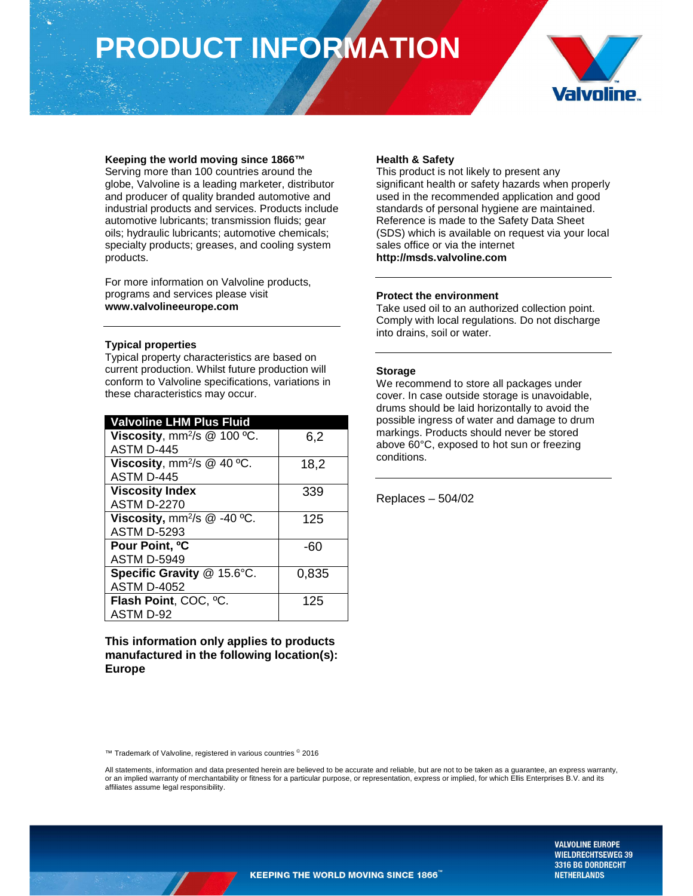# PRODUCT INFORMATION

**Keeping the world moving since 1866™**
Serving more than 100 countries around the globe, Valvoline is a leading marketer, distributor and producer of quality branded automotive and industrial products and services. Products include automotive lubricants; transmission fluids; gear oils; hydraulic lubricants; automotive chemicals; specialty products; greases, and cooling system products.

For more information on Valvoline products, programs and services please visit
**www.valvolineeurope.com**

**Typical properties**
Typical property characteristics are based on current production. Whilst future production will conform to Valvoline specifications, variations in these characteristics may occur.

| Valvoline LHM Plus Fluid | |
|---|---|
| **Viscosity**, $mm^2/s$ @ 100 ºC. ASTM D-445 | 6,2 |
| **Viscosity**, $mm^2/s$ @ 40 ºC. ASTM D-445 | 18,2 |
| **Viscosity Index** ASTM D-2270 | 339 |
| **Viscosity**, $mm^2/s$ @ -40 ºC. ASTM D-5293 | 125 |
| **Pour Point, ºC** ASTM D-5949 | -60 |
| **Specific Gravity** @ 15.6°C. ASTM D-4052 | 0,835 |
| **Flash Point**, COC, ºC. ASTM D-92 | 125 |

**This information only applies to products manufactured in the following location(s): Europe**

**Health & Safety**
This product is not likely to present any significant health or safety hazards when properly used in the recommended application and good standards of personal hygiene are maintained. Reference is made to the Safety Data Sheet (SDS) which is available on request via your local sales office or via the internet
**http://msds.valvoline.com**

**Protect the environment**
Take used oil to an authorized collection point. Comply with local regulations. Do not discharge into drains, soil or water.

**Storage**
We recommend to store all packages under cover. In case outside storage is unavoidable, drums should be laid horizontally to avoid the possible ingress of water and damage to drum markings. Products should never be stored above 60°C, exposed to hot sun or freezing conditions.

Replaces – 504/02

™ Trademark of Valvoline, registered in various countries © 2016

All statements, information and data presented herein are believed to be accurate and reliable, but are not to be taken as a guarantee, an express warranty, or an implied warranty of merchantability or fitness for a particular purpose, or representation, express or implied, for which Ellis Enterprises B.V. and its affiliates assume legal responsibility.

KEEPING THE WORLD MOVING SINCE 1866™

VALVOLINE EUROPE
WIELDRECHTSEWEG 39
3316 BG DORDRECHT
NETHERLANDS